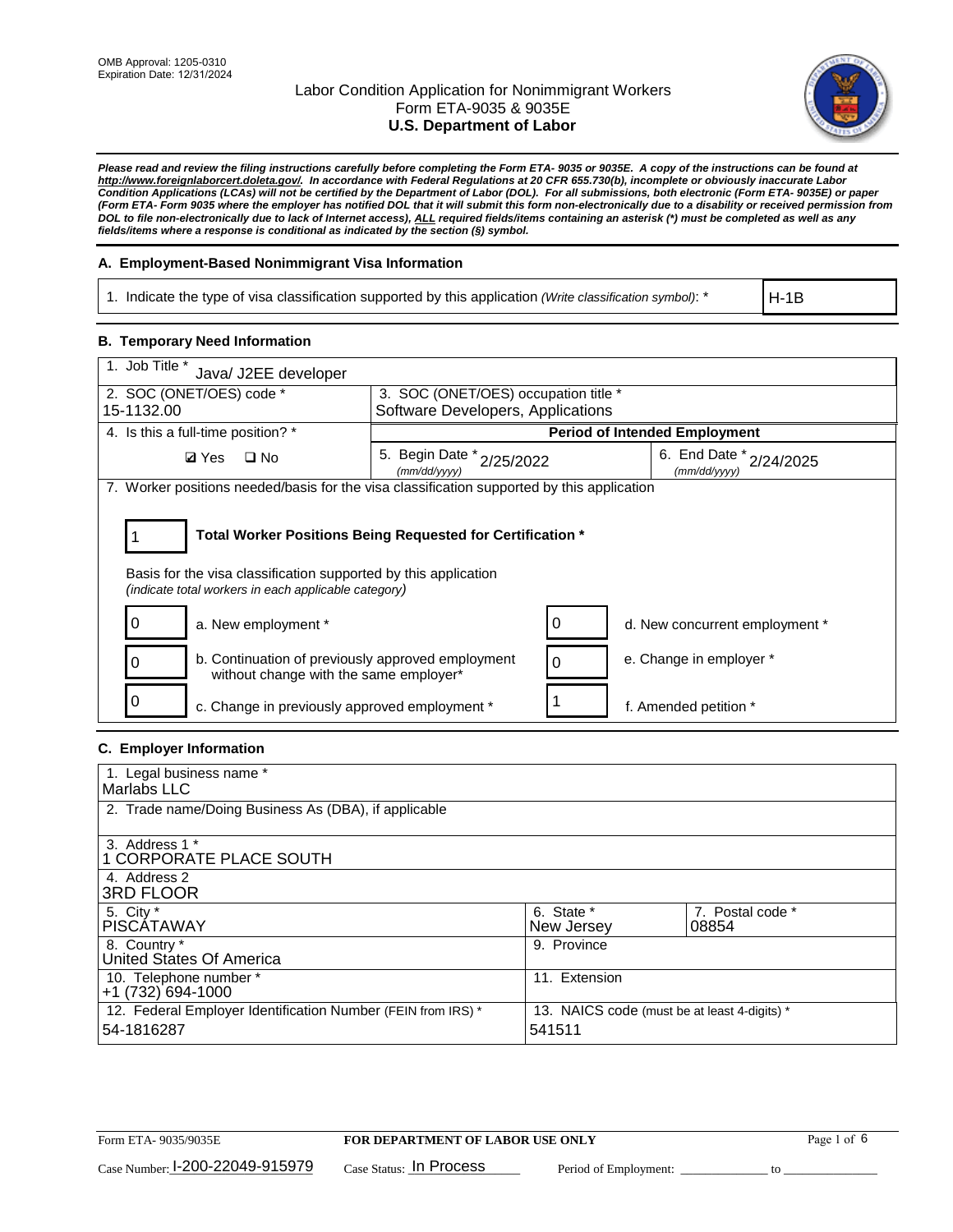OMB Approval: 1205-0310
Expiration Date: 12/31/2024

# Labor Condition Application for Nonimmigrant Workers
## Form ETA-9035 & 9035E
## U.S. Department of Labor

***Please read and review the filing instructions carefully before completing the Form ETA- 9035 or 9035E. A copy of the instructions can be found at http://www.foreignlaborcert.doleta.gov/. In accordance with Federal Regulations at 20 CFR 655.730(b), incomplete or obviously inaccurate Labor Condition Applications (LCAs) will not be certified by the Department of Labor (DOL). For all submissions, both electronic (Form ETA- 9035E) or paper (Form ETA- Form 9035 where the employer has notified DOL that it will submit this form non-electronically due to a disability or received permission from DOL to file non-electronically due to lack of Internet access), ALL required fields/items containing an asterisk (*) must be completed as well as any fields/items where a response is conditional as indicated by the section (§) symbol.***

### A. Employment-Based Nonimmigrant Visa Information

| 1. Indicate the type of visa classification supported by this application *(Write classification symbol)*: * | H-1B |
|---|---|

### B. Temporary Need Information

| 1. Job Title * Java/ J2EE developer | | |
|---|---|---|
| 2. SOC (ONET/OES) code * 15-1132.00 | 3. SOC (ONET/OES) occupation title * Software Developers, Applications | |
| 4. Is this a full-time position? * | Period of Intended Employment | |
| ☑ Yes ☐ No | 5. Begin Date * (mm/dd/yyyy) 2/25/2022 | 6. End Date * (mm/dd/yyyy) 2/24/2025 |

7. Worker positions needed/basis for the visa classification supported by this application

**Total Worker Positions Being Requested for Certification *:** 1

Basis for the visa classification supported by this application
*(indicate total workers in each applicable category)*

| Count | Category | Count | Category |
|---|---|---|---|
| 0 | a. New employment * | 0 | d. New concurrent employment * |
| 0 | b. Continuation of previously approved employment without change with the same employer* | 0 | e. Change in employer * |
| 0 | c. Change in previously approved employment * | 1 | f. Amended petition * |

### C. Employer Information

| 1. Legal business name * Marlabs LLC | | |
|---|---|---|
| 2. Trade name/Doing Business As (DBA), if applicable | | |
| 3. Address 1 * 1 CORPORATE PLACE SOUTH | | |
| 4. Address 2 3RD FLOOR | | |
| 5. City * PISCATAWAY | 6. State * New Jersey | 7. Postal code * 08854 |
| 8. Country * United States Of America | 9. Province | |
| 10. Telephone number * +1 (732) 694-1000 | 11. Extension | |
| 12. Federal Employer Identification Number (FEIN from IRS) * 54-1816287 | 13. NAICS code (must be at least 4-digits) * 541511 | |

Form ETA- 9035/9035E | **FOR DEPARTMENT OF LABOR USE ONLY**

Case Number: I-200-22049-915979 Case Status: In Process Period of Employment: _____________ to _____________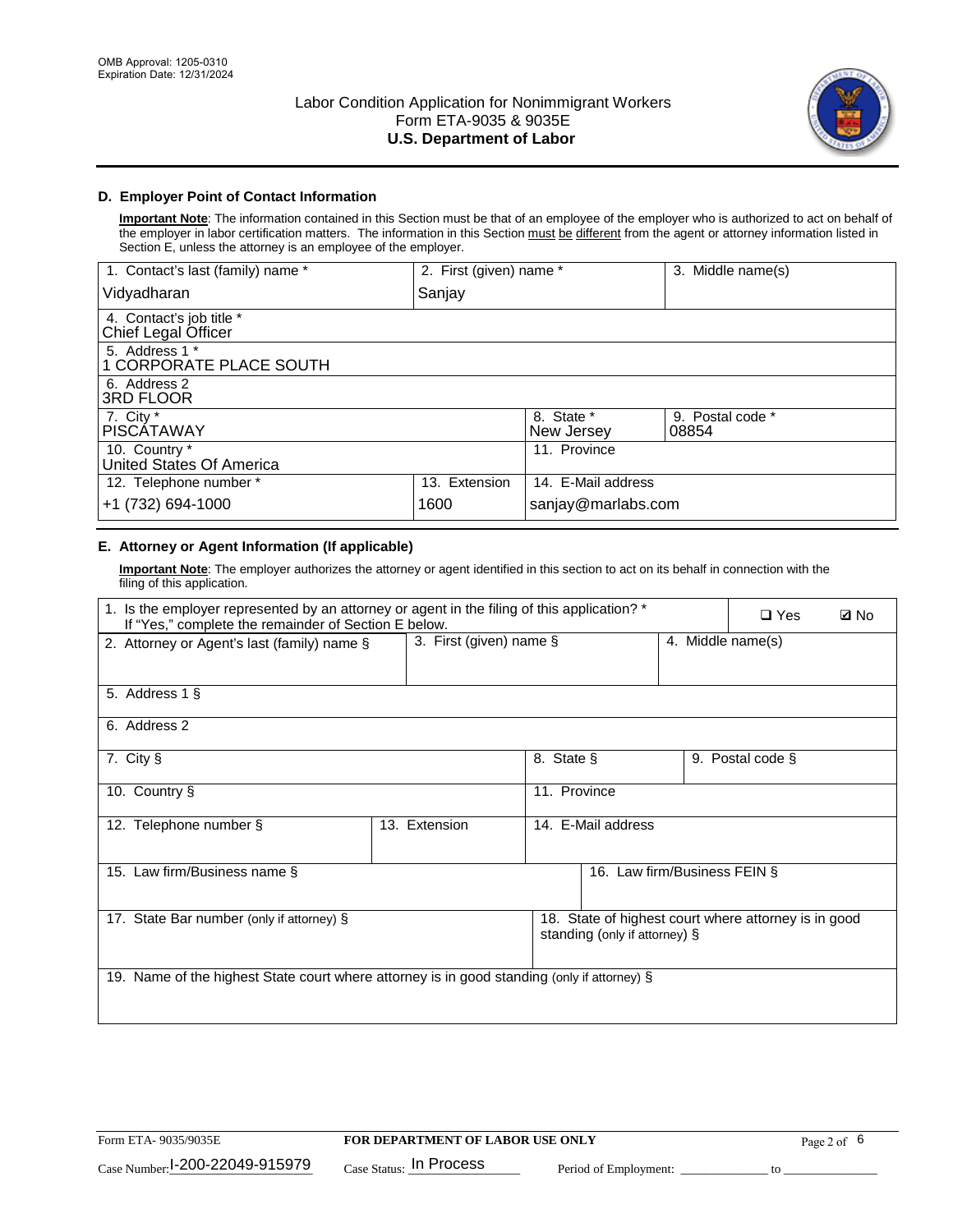## D. Employer Point of Contact Information

**Important Note**: The information contained in this Section must be that of an employee of the employer who is authorized to act on behalf of the employer in labor certification matters. The information in this Section must be different from the agent or attorney information listed in Section E, unless the attorney is an employee of the employer.

| 1. Contact's last (family) name * | 2. First (given) name * | 3. Middle name(s) |
|---|---|---|
| Vidyadharan | Sanjay | |

| 4. Contact's job title * |
|---|
| Chief Legal Officer |

| 5. Address 1 * |
|---|
| 1 CORPORATE PLACE SOUTH |

| 6. Address 2 |
|---|
| 3RD FLOOR |

| 7. City * | 8. State * | 9. Postal code * |
|---|---|---|
| PISCATAWAY | New Jersey | 08854 |

| 10. Country * | 11. Province |
|---|---|
| United States Of America | |

| 12. Telephone number * | 13. Extension | 14. E-Mail address |
|---|---|---|
| +1 (732) 694-1000 | 1600 | sanjay@marlabs.com |

## E. Attorney or Agent Information (If applicable)

**Important Note**: The employer authorizes the attorney or agent identified in this section to act on its behalf in connection with the filing of this application.

1. Is the employer represented by an attorney or agent in the filing of this application? * If "Yes," complete the remainder of Section E below. ☐ Yes ☑ No

| 2. Attorney or Agent's last (family) name § | 3. First (given) name § | 4. Middle name(s) |
|---|---|---|
| | | |

| 5. Address 1 § |
|---|
| |

| 6. Address 2 |
|---|
| |

| 7. City § | 8. State § | 9. Postal code § |
|---|---|---|
| | | |

| 10. Country § | 11. Province |
|---|---|
| | |

| 12. Telephone number § | 13. Extension | 14. E-Mail address |
|---|---|---|
| | | |

| 15. Law firm/Business name § | 16. Law firm/Business FEIN § |
|---|---|
| | |

| 17. State Bar number (only if attorney) § | 18. State of highest court where attorney is in good standing (only if attorney) § |
|---|---|
| | |

| 19. Name of the highest State court where attorney is in good standing (only if attorney) § |
|---|
| |

Form ETA- 9035/9035E | FOR DEPARTMENT OF LABOR USE ONLY

Case Number: I-200-22049-915979 Case Status: In Process Period of Employment: _____________ to _____________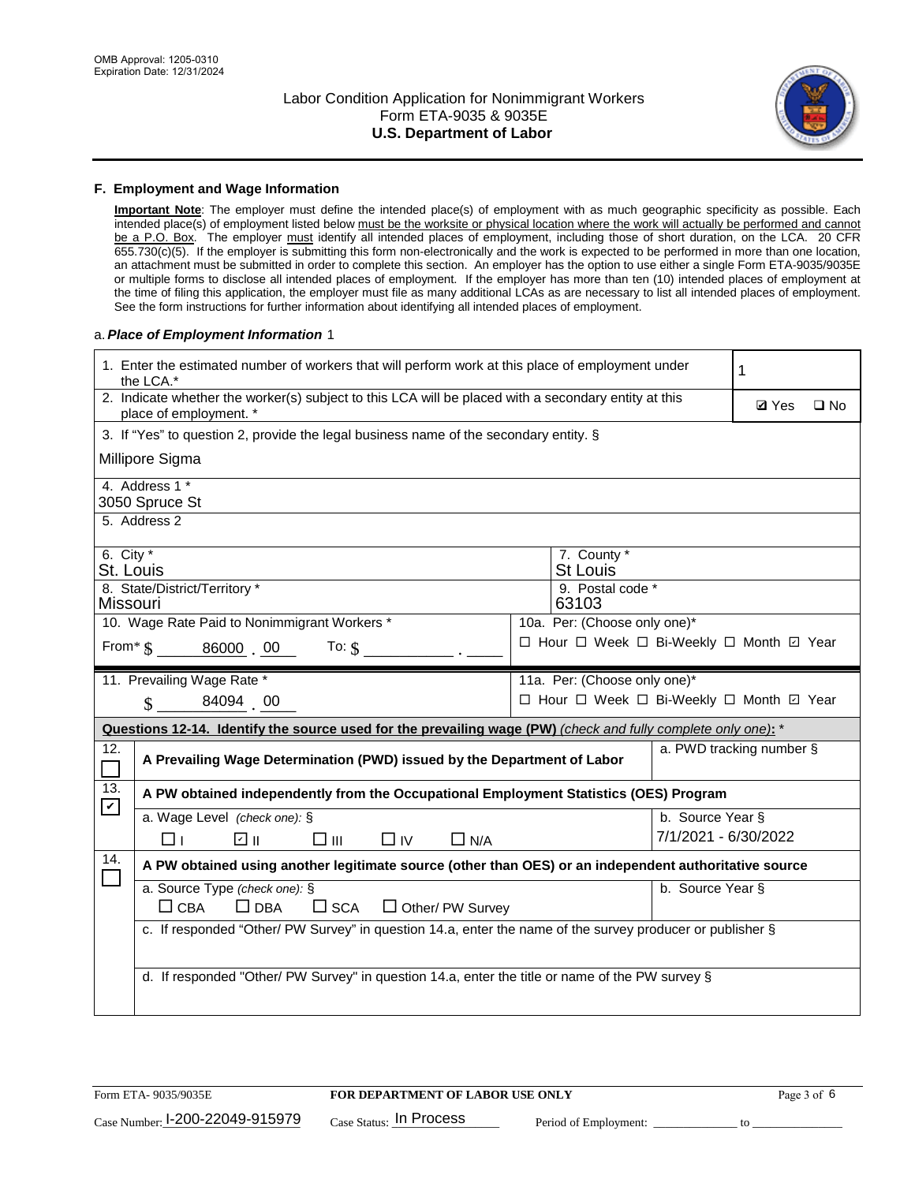## F. Employment and Wage Information

**Important Note**: The employer must define the intended place(s) of employment with as much geographic specificity as possible. Each intended place(s) of employment listed below must be the worksite or physical location where the work will actually be performed and cannot be a P.O. Box. The employer must identify all intended places of employment, including those of short duration, on the LCA. 20 CFR 655.730(c)(5). If the employer is submitting this form non-electronically and the work is expected to be performed in more than one location, an attachment must be submitted in order to complete this section. An employer has the option to use either a single Form ETA-9035/9035E or multiple forms to disclose all intended places of employment. If the employer has more than ten (10) intended places of employment at the time of filing this application, the employer must file as many additional LCAs as are necessary to list all intended places of employment. See the form instructions for further information about identifying all intended places of employment.

a. *Place of Employment Information* 1

| | |
|---|---|
| 1. Enter the estimated number of workers that will perform work at this place of employment under the LCA.* | 1 |
| 2. Indicate whether the worker(s) subject to this LCA will be placed with a secondary entity at this place of employment. * | ☑ Yes ☐ No |
| 3. If "Yes" to question 2, provide the legal business name of the secondary entity. § Millipore Sigma | |
| 4. Address 1 * 3050 Spruce St | |
| 5. Address 2 | |
| 6. City * St. Louis | 7. County * St Louis |
| 8. State/District/Territory * Missouri | 9. Postal code * 63103 |
| 10. Wage Rate Paid to Nonimmigrant Workers * From* $ 86000 . 00 To: $ ______ . ___ | 10a. Per: (Choose only one)* ☐ Hour ☐ Week ☐ Bi-Weekly ☐ Month ☑ Year |
| 11. Prevailing Wage Rate * $ 84094 . 00 | 11a. Per: (Choose only one)* ☐ Hour ☐ Week ☐ Bi-Weekly ☐ Month ☑ Year |

**Questions 12-14. Identify the source used for the prevailing wage (PW)** *(check and fully complete only one)*: *

| | | |
|---|---|---|
| 12. ☐ | A Prevailing Wage Determination (PWD) issued by the Department of Labor | a. PWD tracking number § |
| 13. ☑ | A PW obtained independently from the Occupational Employment Statistics (OES) Program | |
| | a. Wage Level *(check one):* § ☐ I ☑ II ☐ III ☐ IV ☐ N/A | b. Source Year § 7/1/2021 - 6/30/2022 |
| 14. ☐ | A PW obtained using another legitimate source (other than OES) or an independent authoritative source | |
| | a. Source Type *(check one):* § ☐ CBA ☐ DBA ☐ SCA ☐ Other/ PW Survey | b. Source Year § |
| | c. If responded "Other/ PW Survey" in question 14.a, enter the name of the survey producer or publisher § | |
| | d. If responded "Other/ PW Survey" in question 14.a, enter the title or name of the PW survey § | |

Form ETA- 9035/9035E **FOR DEPARTMENT OF LABOR USE ONLY**

Case Number: I-200-22049-915979 Case Status: In Process Period of Employment: ____________ to ______________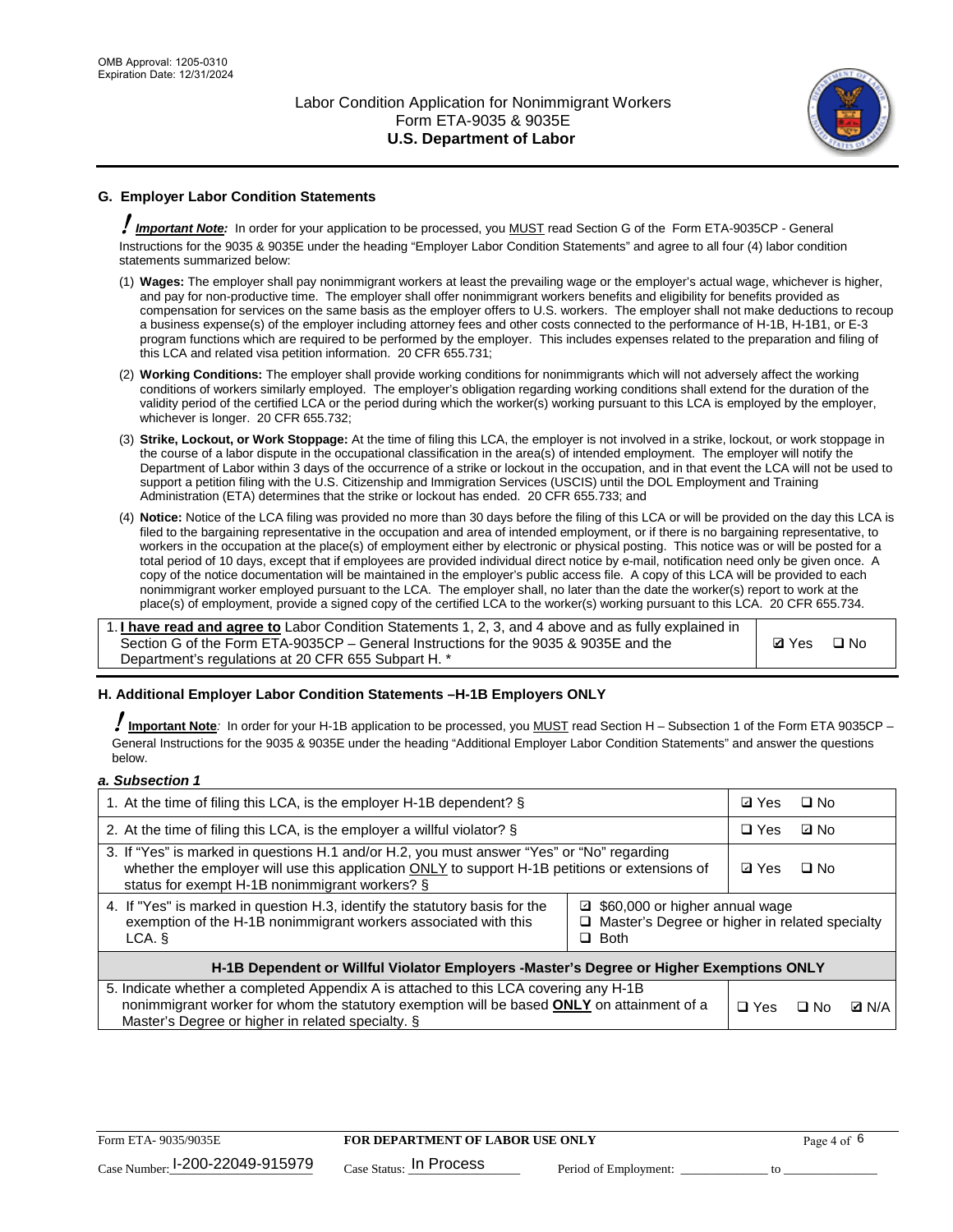## G. Employer Labor Condition Statements

! ***Important Note:*** In order for your application to be processed, you MUST read Section G of the Form ETA-9035CP - General Instructions for the 9035 & 9035E under the heading "Employer Labor Condition Statements" and agree to all four (4) labor condition statements summarized below:

(1) **Wages:** The employer shall pay nonimmigrant workers at least the prevailing wage or the employer's actual wage, whichever is higher, and pay for non-productive time. The employer shall offer nonimmigrant workers benefits and eligibility for benefits provided as compensation for services on the same basis as the employer offers to U.S. workers. The employer shall not make deductions to recoup a business expense(s) of the employer including attorney fees and other costs connected to the performance of H-1B, H-1B1, or E-3 program functions which are required to be performed by the employer. This includes expenses related to the preparation and filing of this LCA and related visa petition information. 20 CFR 655.731;

(2) **Working Conditions:** The employer shall provide working conditions for nonimmigrants which will not adversely affect the working conditions of workers similarly employed. The employer's obligation regarding working conditions shall extend for the duration of the validity period of the certified LCA or the period during which the worker(s) working pursuant to this LCA is employed by the employer, whichever is longer. 20 CFR 655.732;

(3) **Strike, Lockout, or Work Stoppage:** At the time of filing this LCA, the employer is not involved in a strike, lockout, or work stoppage in the course of a labor dispute in the occupational classification in the area(s) of intended employment. The employer will notify the Department of Labor within 3 days of the occurrence of a strike or lockout in the occupation, and in that event the LCA will not be used to support a petition filing with the U.S. Citizenship and Immigration Services (USCIS) until the DOL Employment and Training Administration (ETA) determines that the strike or lockout has ended. 20 CFR 655.733; and

(4) **Notice:** Notice of the LCA filing was provided no more than 30 days before the filing of this LCA or will be provided on the day this LCA is filed to the bargaining representative in the occupation and area of intended employment, or if there is no bargaining representative, to workers in the occupation at the place(s) of employment either by electronic or physical posting. This notice was or will be posted for a total period of 10 days, except that if employees are provided individual direct notice by e-mail, notification need only be given once. A copy of the notice documentation will be maintained in the employer's public access file. A copy of this LCA will be provided to each nonimmigrant worker employed pursuant to the LCA. The employer shall, no later than the date the worker(s) report to work at the place(s) of employment, provide a signed copy of the certified LCA to the worker(s) working pursuant to this LCA. 20 CFR 655.734.

| | |
|---|---|
| 1. **I have read and agree to** Labor Condition Statements 1, 2, 3, and 4 above and as fully explained in Section G of the Form ETA-9035CP – General Instructions for the 9035 & 9035E and the Department's regulations at 20 CFR 655 Subpart H. * | ☑ Yes ☐ No |

## H. Additional Employer Labor Condition Statements –H-1B Employers ONLY

! **Important Note**: In order for your H-1B application to be processed, you MUST read Section H – Subsection 1 of the Form ETA 9035CP – General Instructions for the 9035 & 9035E under the heading "Additional Employer Labor Condition Statements" and answer the questions below.

### *a. Subsection 1*

| | | |
|---|---|---|
| 1. At the time of filing this LCA, is the employer H-1B dependent? § | | ☑ Yes ☐ No |
| 2. At the time of filing this LCA, is the employer a willful violator? § | | ☐ Yes ☑ No |
| 3. If "Yes" is marked in questions H.1 and/or H.2, you must answer "Yes" or "No" regarding whether the employer will use this application ONLY to support H-1B petitions or extensions of status for exempt H-1B nonimmigrant workers? § | | ☑ Yes ☐ No |
| 4. If "Yes" is marked in question H.3, identify the statutory basis for the exemption of the H-1B nonimmigrant workers associated with this LCA. § | ☑ $60,000 or higher annual wage<br>☐ Master's Degree or higher in related specialty<br>☐ Both | |
| **H-1B Dependent or Willful Violator Employers -Master's Degree or Higher Exemptions ONLY** | | |
| 5. Indicate whether a completed Appendix A is attached to this LCA covering any H-1B nonimmigrant worker for whom the statutory exemption will be based **ONLY** on attainment of a Master's Degree or higher in related specialty. § | | ☐ Yes ☐ No ☑ N/A |

Form ETA- 9035/9035E | **FOR DEPARTMENT OF LABOR USE ONLY**

Case Number: I-200-22049-915979 Case Status: In Process Period of Employment: _____________ to _______________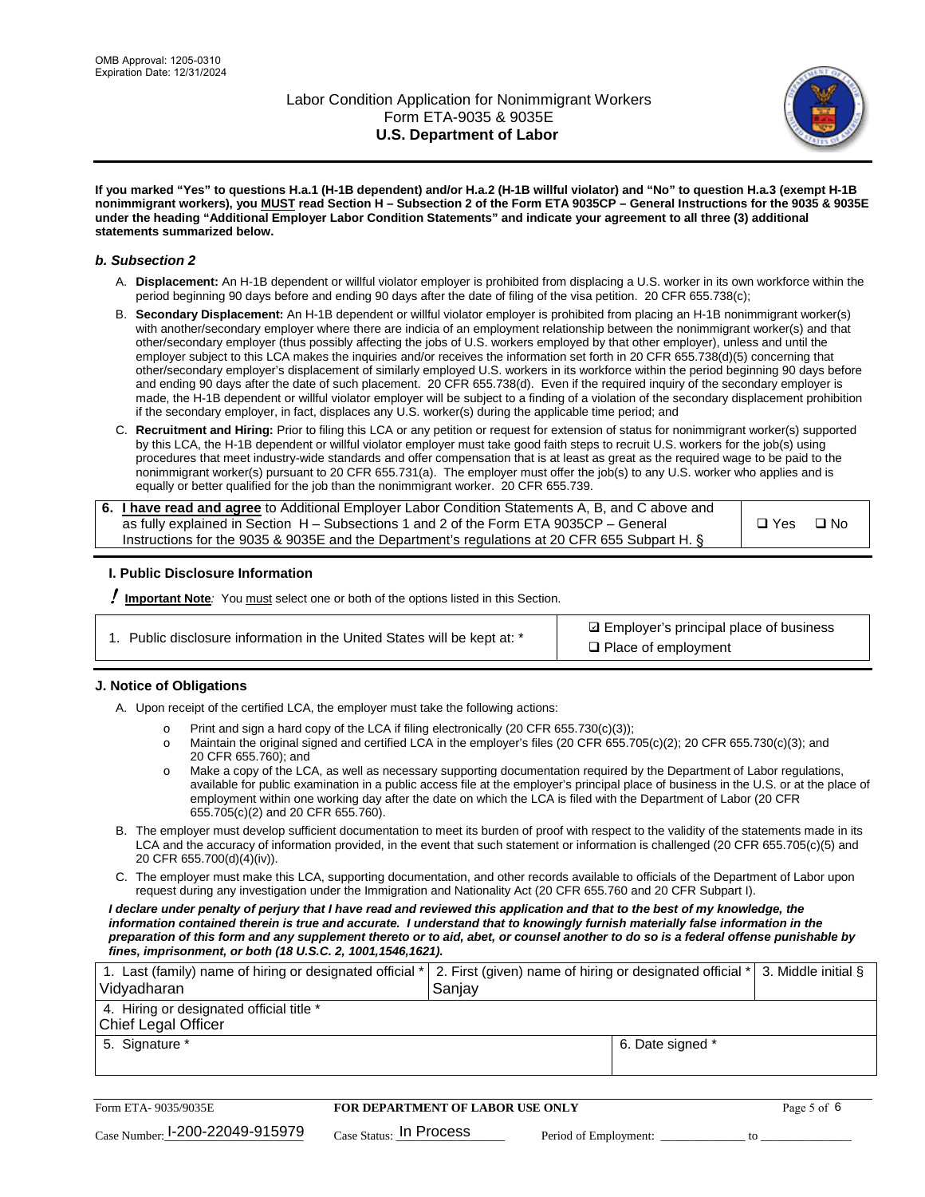**If you marked "Yes" to questions H.a.1 (H-1B dependent) and/or H.a.2 (H-1B willful violator) and "No" to question H.a.3 (exempt H-1B nonimmigrant workers), you MUST read Section H – Subsection 2 of the Form ETA 9035CP – General Instructions for the 9035 & 9035E under the heading "Additional Employer Labor Condition Statements" and indicate your agreement to all three (3) additional statements summarized below.**

### *b. Subsection 2*

A. **Displacement:** An H-1B dependent or willful violator employer is prohibited from displacing a U.S. worker in its own workforce within the period beginning 90 days before and ending 90 days after the date of filing of the visa petition. 20 CFR 655.738(c);

B. **Secondary Displacement:** An H-1B dependent or willful violator employer is prohibited from placing an H-1B nonimmigrant worker(s) with another/secondary employer where there are indicia of an employment relationship between the nonimmigrant worker(s) and that other/secondary employer (thus possibly affecting the jobs of U.S. workers employed by that other employer), unless and until the employer subject to this LCA makes the inquiries and/or receives the information set forth in 20 CFR 655.738(d)(5) concerning that other/secondary employer's displacement of similarly employed U.S. workers in its workforce within the period beginning 90 days before and ending 90 days after the date of such placement. 20 CFR 655.738(d). Even if the required inquiry of the secondary employer is made, the H-1B dependent or willful violator employer will be subject to a finding of a violation of the secondary displacement prohibition if the secondary employer, in fact, displaces any U.S. worker(s) during the applicable time period; and

C. **Recruitment and Hiring:** Prior to filing this LCA or any petition or request for extension of status for nonimmigrant worker(s) supported by this LCA, the H-1B dependent or willful violator employer must take good faith steps to recruit U.S. workers for the job(s) using procedures that meet industry-wide standards and offer compensation that is at least as great as the required wage to be paid to the nonimmigrant worker(s) pursuant to 20 CFR 655.731(a). The employer must offer the job(s) to any U.S. worker who applies and is equally or better qualified for the job than the nonimmigrant worker. 20 CFR 655.739.

| | |
|---|---|
| 6. **I have read and agree** to Additional Employer Labor Condition Statements A, B, and C above and as fully explained in Section H – Subsections 1 and 2 of the Form ETA 9035CP – General Instructions for the 9035 & 9035E and the Department's regulations at 20 CFR 655 Subpart H. § | ❑ Yes ❑ No |

## I. Public Disclosure Information

**! Important Note***:* You must select one or both of the options listed in this Section.

| | |
|---|---|
| 1. Public disclosure information in the United States will be kept at: * | ☑ Employer's principal place of business<br>❑ Place of employment |

## J. Notice of Obligations

A. Upon receipt of the certified LCA, the employer must take the following actions:

- o Print and sign a hard copy of the LCA if filing electronically (20 CFR 655.730(c)(3));
- o Maintain the original signed and certified LCA in the employer's files (20 CFR 655.705(c)(2); 20 CFR 655.730(c)(3); and 20 CFR 655.760); and
- o Make a copy of the LCA, as well as necessary supporting documentation required by the Department of Labor regulations, available for public examination in a public access file at the employer's principal place of business in the U.S. or at the place of employment within one working day after the date on which the LCA is filed with the Department of Labor (20 CFR 655.705(c)(2) and 20 CFR 655.760).

B. The employer must develop sufficient documentation to meet its burden of proof with respect to the validity of the statements made in its LCA and the accuracy of information provided, in the event that such statement or information is challenged (20 CFR 655.705(c)(5) and 20 CFR 655.700(d)(4)(iv)).

C. The employer must make this LCA, supporting documentation, and other records available to officials of the Department of Labor upon request during any investigation under the Immigration and Nationality Act (20 CFR 655.760 and 20 CFR Subpart I).

***I declare under penalty of perjury that I have read and reviewed this application and that to the best of my knowledge, the information contained therein is true and accurate. I understand that to knowingly furnish materially false information in the preparation of this form and any supplement thereto or to aid, abet, or counsel another to do so is a federal offense punishable by fines, imprisonment, or both (18 U.S.C. 2, 1001,1546,1621).***

| 1. Last (family) name of hiring or designated official * | 2. First (given) name of hiring or designated official * | 3. Middle initial § |
|---|---|---|
| Vidyadharan | Sanjay | |
| 4. Hiring or designated official title * | | |
| Chief Legal Officer | | |
| 5. Signature * | 6. Date signed * | |
| | | |

| Form ETA- 9035/9035E | FOR DEPARTMENT OF LABOR USE ONLY | |
|---|---|---|
| Case Number: I-200-22049-915979 | Case Status: In Process | Period of Employment: _____________ to _____________ |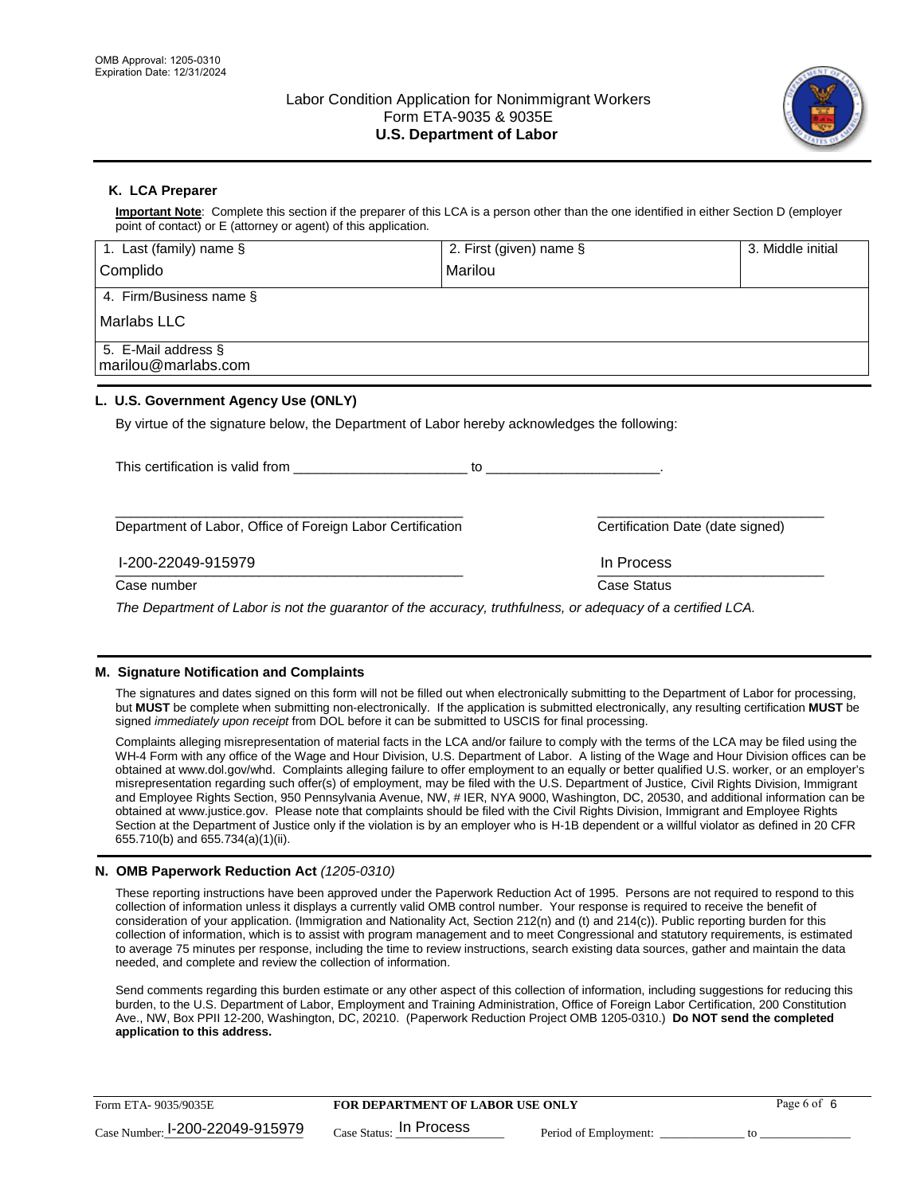OMB Approval: 1205-0310
Expiration Date: 12/31/2024

# Labor Condition Application for Nonimmigrant Workers
# Form ETA-9035 & 9035E
# U.S. Department of Labor

## K. LCA Preparer

**Important Note**: Complete this section if the preparer of this LCA is a person other than the one identified in either Section D (employer point of contact) or E (attorney or agent) of this application.

| 1. Last (family) name § | 2. First (given) name § | 3. Middle initial |
|---|---|---|
| Complido | Marilou | |
| 4. Firm/Business name § | | |
| Marlabs LLC | | |
| 5. E-Mail address § | | |
| marilou@marlabs.com | | |

## L. U.S. Government Agency Use (ONLY)

By virtue of the signature below, the Department of Labor hereby acknowledges the following:

This certification is valid from ______________________ to ______________________.

Department of Labor, Office of Foreign Labor Certification

Certification Date (date signed)

I-200-22049-915979
Case number

In Process
Case Status

*The Department of Labor is not the guarantor of the accuracy, truthfulness, or adequacy of a certified LCA.*

## M. Signature Notification and Complaints

The signatures and dates signed on this form will not be filled out when electronically submitting to the Department of Labor for processing, but **MUST** be complete when submitting non-electronically. If the application is submitted electronically, any resulting certification **MUST** be signed *immediately upon receipt* from DOL before it can be submitted to USCIS for final processing.

Complaints alleging misrepresentation of material facts in the LCA and/or failure to comply with the terms of the LCA may be filed using the WH-4 Form with any office of the Wage and Hour Division, U.S. Department of Labor. A listing of the Wage and Hour Division offices can be obtained at www.dol.gov/whd. Complaints alleging failure to offer employment to an equally or better qualified U.S. worker, or an employer's misrepresentation regarding such offer(s) of employment, may be filed with the U.S. Department of Justice, Civil Rights Division, Immigrant and Employee Rights Section, 950 Pennsylvania Avenue, NW, # IER, NYA 9000, Washington, DC, 20530, and additional information can be obtained at www.justice.gov. Please note that complaints should be filed with the Civil Rights Division, Immigrant and Employee Rights Section at the Department of Justice only if the violation is by an employer who is H-1B dependent or a willful violator as defined in 20 CFR 655.710(b) and 655.734(a)(1)(ii).

## N. OMB Paperwork Reduction Act *(1205-0310)*

These reporting instructions have been approved under the Paperwork Reduction Act of 1995. Persons are not required to respond to this collection of information unless it displays a currently valid OMB control number. Your response is required to receive the benefit of consideration of your application. (Immigration and Nationality Act, Section 212(n) and (t) and 214(c)). Public reporting burden for this collection of information, which is to assist with program management and to meet Congressional and statutory requirements, is estimated to average 75 minutes per response, including the time to review instructions, search existing data sources, gather and maintain the data needed, and complete and review the collection of information.

Send comments regarding this burden estimate or any other aspect of this collection of information, including suggestions for reducing this burden, to the U.S. Department of Labor, Employment and Training Administration, Office of Foreign Labor Certification, 200 Constitution Ave., NW, Box PPII 12-200, Washington, DC, 20210. (Paperwork Reduction Project OMB 1205-0310.) **Do NOT send the completed application to this address.**

Form ETA- 9035/9035E | **FOR DEPARTMENT OF LABOR USE ONLY**

Case Number: I-200-22049-915979 Case Status: In Process Period of Employment: ____________ to ____________